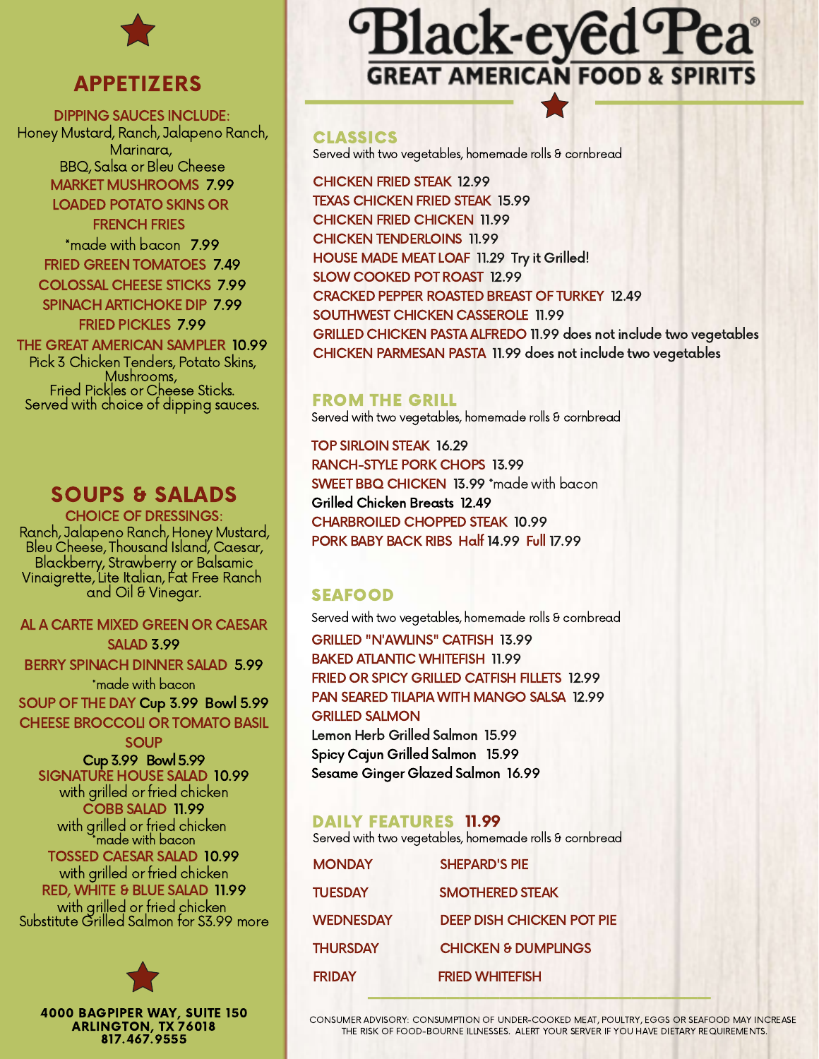# Black-eyed Pea®

## GREAT AMERICAN FOOD & SPIRITS

## APPETIZERS

DIPPING SAUCES INCLUDE:
Honey Mustard, Ranch, Jalapeno Ranch, Marinara, BBQ, Salsa or Bleu Cheese

MARKET MUSHROOMS 7.99

LOADED POTATO SKINS OR FRENCH FRIES
*made with bacon 7.99

FRIED GREEN TOMATOES 7.49

COLOSSAL CHEESE STICKS 7.99

SPINACH ARTICHOKE DIP 7.99

FRIED PICKLES 7.99

THE GREAT AMERICAN SAMPLER 10.99
Pick 3 Chicken Tenders, Potato Skins, Mushrooms, Fried Pickles or Cheese Sticks. Served with choice of dipping sauces.

## SOUPS & SALADS

CHOICE OF DRESSINGS:
Ranch, Jalapeno Ranch, Honey Mustard, Bleu Cheese, Thousand Island, Caesar, Blackberry, Strawberry or Balsamic Vinaigrette, Lite Italian, Fat Free Ranch and Oil & Vinegar.

AL A CARTE MIXED GREEN OR CAESAR SALAD 3.99

BERRY SPINACH DINNER SALAD 5.99
*made with bacon

SOUP OF THE DAY Cup 3.99 Bowl 5.99

CHEESE BROCCOLI OR TOMATO BASIL SOUP
Cup 3.99 Bowl 5.99

SIGNATURE HOUSE SALAD 10.99
with grilled or fried chicken

COBB SALAD 11.99
with grilled or fried chicken
*made with bacon

TOSSED CAESAR SALAD 10.99
with grilled or fried chicken

RED, WHITE & BLUE SALAD 11.99
with grilled or fried chicken

Substitute Grilled Salmon for $3.99 more

4000 BAGPIPER WAY, SUITE 150
ARLINGTON, TX 76018
817.467.9555

## CLASSICS

Served with two vegetables, homemade rolls & cornbread

CHICKEN FRIED STEAK 12.99
TEXAS CHICKEN FRIED STEAK 15.99
CHICKEN FRIED CHICKEN 11.99
CHICKEN TENDERLOINS 11.99
HOUSE MADE MEAT LOAF 11.29 Try it Grilled!
SLOW COOKED POT ROAST 12.99
CRACKED PEPPER ROASTED BREAST OF TURKEY 12.49
SOUTHWEST CHICKEN CASSEROLE 11.99
GRILLED CHICKEN PASTA ALFREDO 11.99 does not include two vegetables
CHICKEN PARMESAN PASTA 11.99 does not include two vegetables

## FROM THE GRILL

Served with two vegetables, homemade rolls & cornbread

TOP SIRLOIN STEAK 16.29
RANCH-STYLE PORK CHOPS 13.99
SWEET BBQ CHICKEN 13.99 *made with bacon
Grilled Chicken Breasts 12.49
CHARBROILED CHOPPED STEAK 10.99
PORK BABY BACK RIBS Half 14.99 Full 17.99

## SEAFOOD

Served with two vegetables, homemade rolls & cornbread

GRILLED "N'AWLINS" CATFISH 13.99
BAKED ATLANTIC WHITEFISH 11.99
FRIED OR SPICY GRILLED CATFISH FILLETS 12.99
PAN SEARED TILAPIA WITH MANGO SALSA 12.99
GRILLED SALMON
Lemon Herb Grilled Salmon 15.99
Spicy Cajun Grilled Salmon 15.99
Sesame Ginger Glazed Salmon 16.99

## DAILY FEATURES 11.99

Served with two vegetables, homemade rolls & cornbread

| | |
|---|---|
| MONDAY | SHEPARD'S PIE |
| TUESDAY | SMOTHERED STEAK |
| WEDNESDAY | DEEP DISH CHICKEN POT PIE |
| THURSDAY | CHICKEN & DUMPLINGS |
| FRIDAY | FRIED WHITEFISH |

CONSUMER ADVISORY: CONSUMPTION OF UNDER-COOKED MEAT, POULTRY, EGGS OR SEAFOOD MAY INCREASE THE RISK OF FOOD-BOURNE ILLNESSES. ALERT YOUR SERVER IF YOU HAVE DIETARY REQUIREMENTS.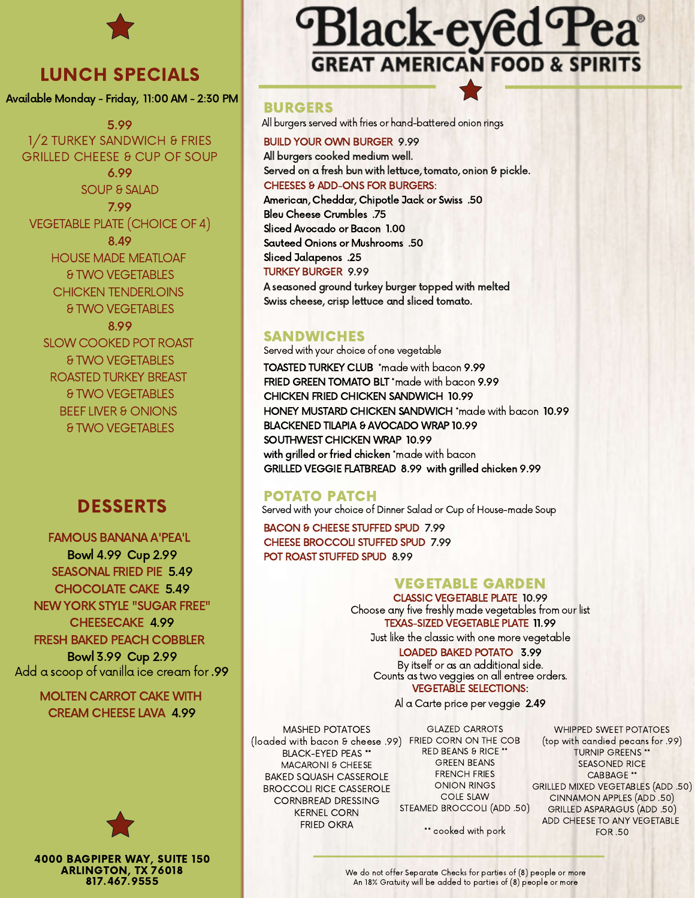## LUNCH SPECIALS

Available Monday - Friday, 11:00 AM - 2:30 PM

**5.99**
1/2 TURKEY SANDWICH & FRIES
GRILLED CHEESE & CUP OF SOUP

**6.99**
SOUP & SALAD

**7.99**
VEGETABLE PLATE (CHOICE OF 4)

**8.49**
HOUSE MADE MEATLOAF & TWO VEGETABLES
CHICKEN TENDERLOINS & TWO VEGETABLES

**8.99**
SLOW COOKED POT ROAST & TWO VEGETABLES
ROASTED TURKEY BREAST & TWO VEGETABLES
BEEF LIVER & ONIONS & TWO VEGETABLES

## DESSERTS

**FAMOUS BANANA A'PEA'L**
Bowl 4.99 Cup 2.99

**SEASONAL FRIED PIE** 5.49

**CHOCOLATE CAKE** 5.49

**NEW YORK STYLE "SUGAR FREE" CHEESECAKE** 4.99

**FRESH BAKED PEACH COBBLER**
Bowl 3.99 Cup 2.99
Add a scoop of vanilla ice cream for .99

**MOLTEN CARROT CAKE WITH CREAM CHEESE LAVA** 4.99

4000 BAGPIPER WAY, SUITE 150
ARLINGTON, TX 76018
817.467.9555

# Black-eyed Pea®

GREAT AMERICAN FOOD & SPIRITS

## BURGERS

All burgers served with fries or hand-battered onion rings

**BUILD YOUR OWN BURGER** 9.99
All burgers cooked medium well.
Served on a fresh bun with lettuce, tomato, onion & pickle.

**CHEESES & ADD-ONS FOR BURGERS:**
American, Cheddar, Chipotle Jack or Swiss .50
Bleu Cheese Crumbles .75
Sliced Avocado or Bacon 1.00
Sauteed Onions or Mushrooms .50
Sliced Jalapenos .25

**TURKEY BURGER** 9.99
A seasoned ground turkey burger topped with melted Swiss cheese, crisp lettuce and sliced tomato.

## SANDWICHES

Served with your choice of one vegetable

**TOASTED TURKEY CLUB** *made with bacon 9.99
**FRIED GREEN TOMATO BLT** *made with bacon 9.99
**CHICKEN FRIED CHICKEN SANDWICH** 10.99
**HONEY MUSTARD CHICKEN SANDWICH** *made with bacon 10.99
**BLACKENED TILAPIA & AVOCADO WRAP** 10.99
**SOUTHWEST CHICKEN WRAP** 10.99
with grilled or fried chicken *made with bacon
**GRILLED VEGGIE FLATBREAD** 8.99 with grilled chicken 9.99

## POTATO PATCH

Served with your choice of Dinner Salad or Cup of House-made Soup

**BACON & CHEESE STUFFED SPUD** 7.99
**CHEESE BROCCOLI STUFFED SPUD** 7.99
**POT ROAST STUFFED SPUD** 8.99

## VEGETABLE GARDEN

**CLASSIC VEGETABLE PLATE** 10.99
Choose any five freshly made vegetables from our list

**TEXAS-SIZED VEGETABLE PLATE** 11.99
Just like the classic with one more vegetable

**LOADED BAKED POTATO** 3.99
By itself or as an additional side.
Counts as two veggies on all entree orders.

**VEGETABLE SELECTIONS:**
Al a Carte price per veggie 2.49

MASHED POTATOES (loaded with bacon & cheese .99)
BLACK-EYED PEAS **
MACARONI & CHEESE
BAKED SQUASH CASSEROLE
BROCCOLI RICE CASSEROLE
CORNBREAD DRESSING
KERNEL CORN
FRIED OKRA

GLAZED CARROTS
FRIED CORN ON THE COB
RED BEANS & RICE **
GREEN BEANS
FRENCH FRIES
ONION RINGS
COLE SLAW
STEAMED BROCCOLI (ADD .50)

** cooked with pork

WHIPPED SWEET POTATOES (top with candied pecans for .99)
TURNIP GREENS **
SEASONED RICE
CABBAGE **
GRILLED MIXED VEGETABLES (ADD .50)
CINNAMON APPLES (ADD .50)
GRILLED ASPARAGUS (ADD .50)
ADD CHEESE TO ANY VEGETABLE FOR .50

We do not offer Separate Checks for parties of (8) people or more
An 18% Gratuity will be added to parties of (8) people or more